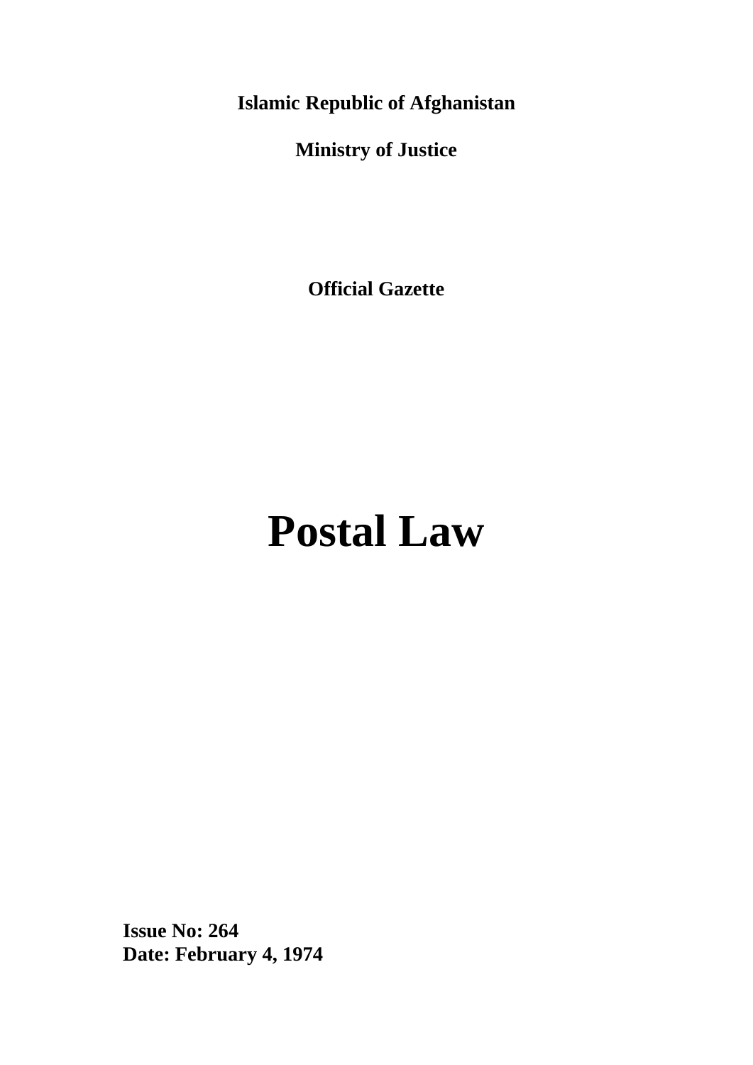**Islamic Republic of Afghanistan**

**Ministry of Justice**

**Official Gazette**

# Postal Law

**Issue No: 264**
**Date: February 4, 1974**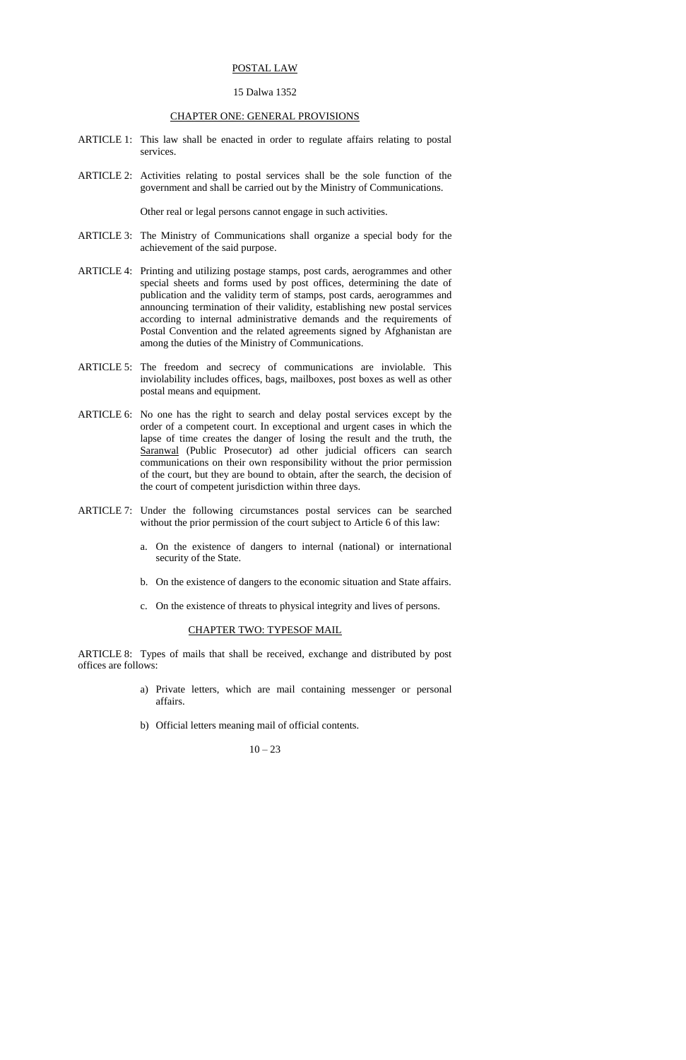# POSTAL LAW

15 Dalwa 1352

## CHAPTER ONE: GENERAL PROVISIONS

ARTICLE 1: This law shall be enacted in order to regulate affairs relating to postal services.

ARTICLE 2: Activities relating to postal services shall be the sole function of the government and shall be carried out by the Ministry of Communications.

Other real or legal persons cannot engage in such activities.

ARTICLE 3: The Ministry of Communications shall organize a special body for the achievement of the said purpose.

ARTICLE 4: Printing and utilizing postage stamps, post cards, aerogrammes and other special sheets and forms used by post offices, determining the date of publication and the validity term of stamps, post cards, aerogrammes and announcing termination of their validity, establishing new postal services according to internal administrative demands and the requirements of Postal Convention and the related agreements signed by Afghanistan are among the duties of the Ministry of Communications.

ARTICLE 5: The freedom and secrecy of communications are inviolable. This inviolability includes offices, bags, mailboxes, post boxes as well as other postal means and equipment.

ARTICLE 6: No one has the right to search and delay postal services except by the order of a competent court. In exceptional and urgent cases in which the lapse of time creates the danger of losing the result and the truth, the Saranwal (Public Prosecutor) ad other judicial officers can search communications on their own responsibility without the prior permission of the court, but they are bound to obtain, after the search, the decision of the court of competent jurisdiction within three days.

ARTICLE 7: Under the following circumstances postal services can be searched without the prior permission of the court subject to Article 6 of this law:

a. On the existence of dangers to internal (national) or international security of the State.

b. On the existence of dangers to the economic situation and State affairs.

c. On the existence of threats to physical integrity and lives of persons.

## CHAPTER TWO: TYPESOF MAIL

ARTICLE 8: Types of mails that shall be received, exchange and distributed by post offices are follows:

a) Private letters, which are mail containing messenger or personal affairs.

b) Official letters meaning mail of official contents.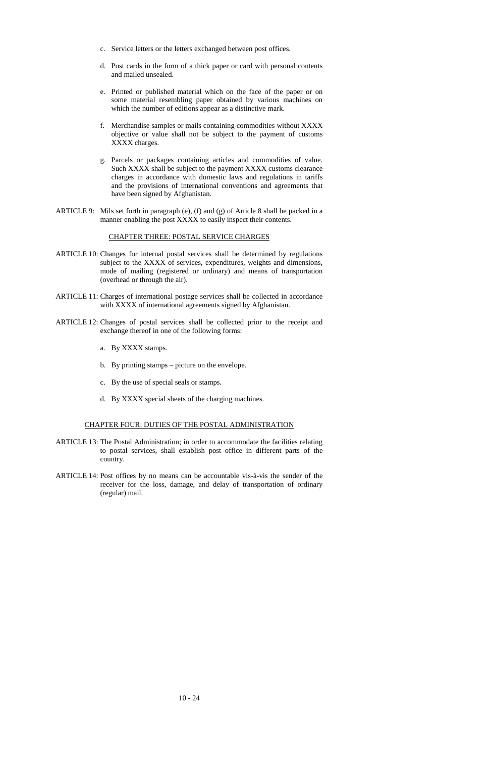c. Service letters or the letters exchanged between post offices.

d. Post cards in the form of a thick paper or card with personal contents and mailed unsealed.

e. Printed or published material which on the face of the paper or on some material resembling paper obtained by various machines on which the number of editions appear as a distinctive mark.

f. Merchandise samples or mails containing commodities without XXXX objective or value shall not be subject to the payment of customs XXXX charges.

g. Parcels or packages containing articles and commodities of value. Such XXXX shall be subject to the payment XXXX customs clearance charges in accordance with domestic laws and regulations in tariffs and the provisions of international conventions and agreements that have been signed by Afghanistan.

ARTICLE 9: Mils set forth in paragraph (e), (f) and (g) of Article 8 shall be packed in a manner enabling the post XXXX to easily inspect their contents.

## CHAPTER THREE: POSTAL SERVICE CHARGES

ARTICLE 10: Changes for internal postal services shall be determined by regulations subject to the XXXX of services, expenditures, weights and dimensions, mode of mailing (registered or ordinary) and means of transportation (overhead or through the air).

ARTICLE 11: Charges of international postage services shall be collected in accordance with XXXX of international agreements signed by Afghanistan.

ARTICLE 12: Changes of postal services shall be collected prior to the receipt and exchange thereof in one of the following forms:

a. By XXXX stamps.

b. By printing stamps – picture on the envelope.

c. By the use of special seals or stamps.

d. By XXXX special sheets of the charging machines.

## CHAPTER FOUR: DUTIES OF THE POSTAL ADMINISTRATION

ARTICLE 13: The Postal Administration; in order to accommodate the facilities relating to postal services, shall establish post office in different parts of the country.

ARTICLE 14: Post offices by no means can be accountable vis-à-vis the sender of the receiver for the loss, damage, and delay of transportation of ordinary (regular) mail.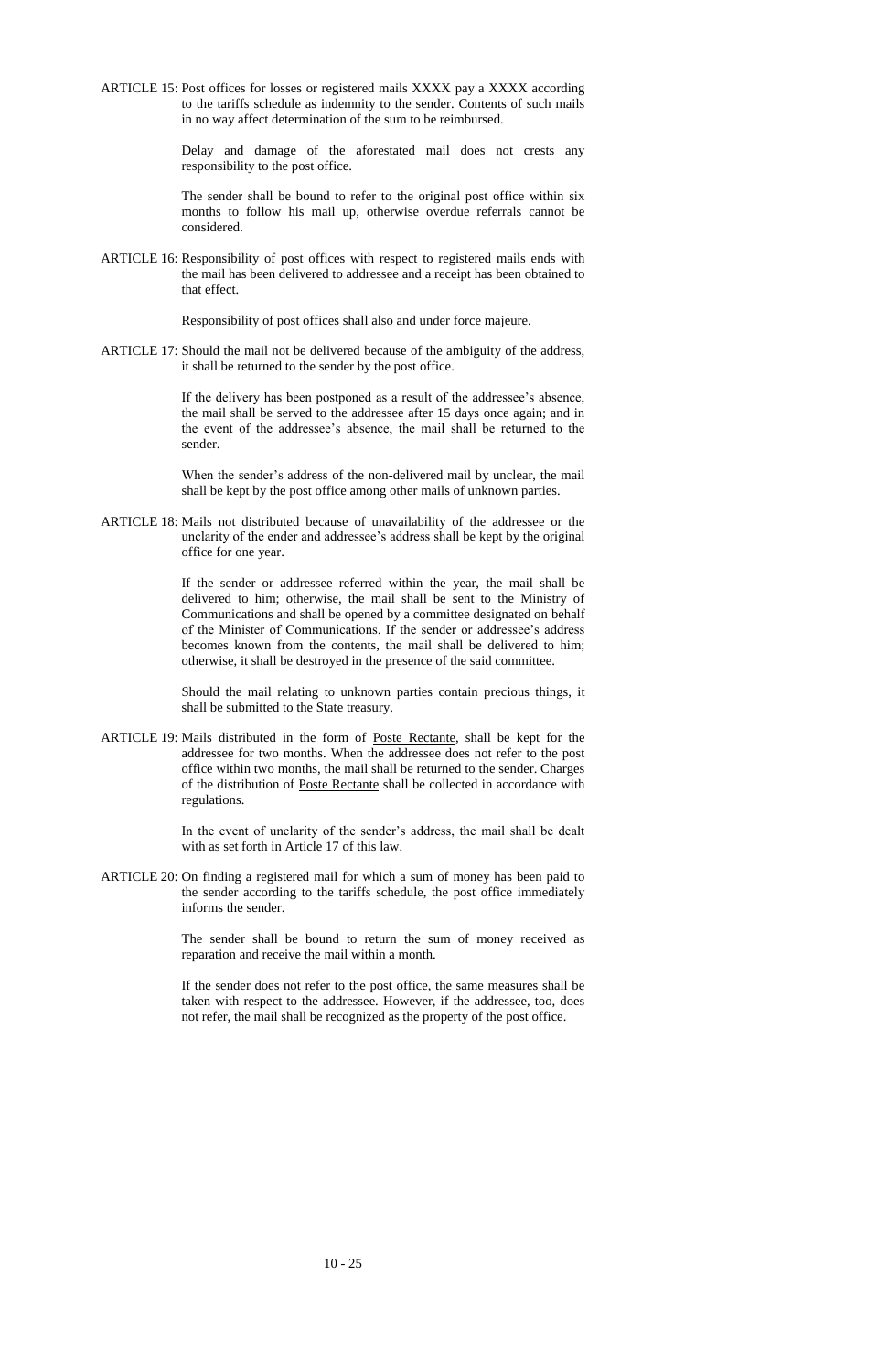ARTICLE 15: Post offices for losses or registered mails XXXX pay a XXXX according to the tariffs schedule as indemnity to the sender. Contents of such mails in no way affect determination of the sum to be reimbursed.

Delay and damage of the aforestated mail does not crests any responsibility to the post office.

The sender shall be bound to refer to the original post office within six months to follow his mail up, otherwise overdue referrals cannot be considered.

ARTICLE 16: Responsibility of post offices with respect to registered mails ends with the mail has been delivered to addressee and a receipt has been obtained to that effect.

Responsibility of post offices shall also and under force majeure.

ARTICLE 17: Should the mail not be delivered because of the ambiguity of the address, it shall be returned to the sender by the post office.

If the delivery has been postponed as a result of the addressee's absence, the mail shall be served to the addressee after 15 days once again; and in the event of the addressee's absence, the mail shall be returned to the sender.

When the sender's address of the non-delivered mail by unclear, the mail shall be kept by the post office among other mails of unknown parties.

ARTICLE 18: Mails not distributed because of unavailability of the addressee or the unclarity of the ender and addressee's address shall be kept by the original office for one year.

If the sender or addressee referred within the year, the mail shall be delivered to him; otherwise, the mail shall be sent to the Ministry of Communications and shall be opened by a committee designated on behalf of the Minister of Communications. If the sender or addressee's address becomes known from the contents, the mail shall be delivered to him; otherwise, it shall be destroyed in the presence of the said committee.

Should the mail relating to unknown parties contain precious things, it shall be submitted to the State treasury.

ARTICLE 19: Mails distributed in the form of Poste Rectante, shall be kept for the addressee for two months. When the addressee does not refer to the post office within two months, the mail shall be returned to the sender. Charges of the distribution of Poste Rectante shall be collected in accordance with regulations.

In the event of unclarity of the sender's address, the mail shall be dealt with as set forth in Article 17 of this law.

ARTICLE 20: On finding a registered mail for which a sum of money has been paid to the sender according to the tariffs schedule, the post office immediately informs the sender.

The sender shall be bound to return the sum of money received as reparation and receive the mail within a month.

If the sender does not refer to the post office, the same measures shall be taken with respect to the addressee. However, if the addressee, too, does not refer, the mail shall be recognized as the property of the post office.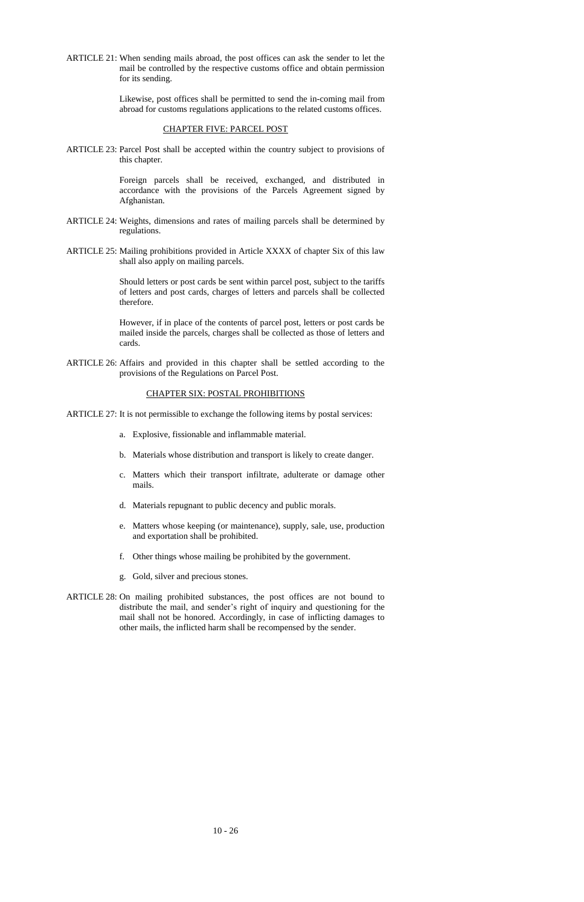ARTICLE 21: When sending mails abroad, the post offices can ask the sender to let the mail be controlled by the respective customs office and obtain permission for its sending.

Likewise, post offices shall be permitted to send the in-coming mail from abroad for customs regulations applications to the related customs offices.

## CHAPTER FIVE: PARCEL POST

ARTICLE 23: Parcel Post shall be accepted within the country subject to provisions of this chapter.

Foreign parcels shall be received, exchanged, and distributed in accordance with the provisions of the Parcels Agreement signed by Afghanistan.

ARTICLE 24: Weights, dimensions and rates of mailing parcels shall be determined by regulations.

ARTICLE 25: Mailing prohibitions provided in Article XXXX of chapter Six of this law shall also apply on mailing parcels.

Should letters or post cards be sent within parcel post, subject to the tariffs of letters and post cards, charges of letters and parcels shall be collected therefore.

However, if in place of the contents of parcel post, letters or post cards be mailed inside the parcels, charges shall be collected as those of letters and cards.

ARTICLE 26: Affairs and provided in this chapter shall be settled according to the provisions of the Regulations on Parcel Post.

## CHAPTER SIX: POSTAL PROHIBITIONS

ARTICLE 27: It is not permissible to exchange the following items by postal services:

a. Explosive, fissionable and inflammable material.

b. Materials whose distribution and transport is likely to create danger.

c. Matters which their transport infiltrate, adulterate or damage other mails.

d. Materials repugnant to public decency and public morals.

e. Matters whose keeping (or maintenance), supply, sale, use, production and exportation shall be prohibited.

f. Other things whose mailing be prohibited by the government.

g. Gold, silver and precious stones.

ARTICLE 28: On mailing prohibited substances, the post offices are not bound to distribute the mail, and sender's right of inquiry and questioning for the mail shall not be honored. Accordingly, in case of inflicting damages to other mails, the inflicted harm shall be recompensed by the sender.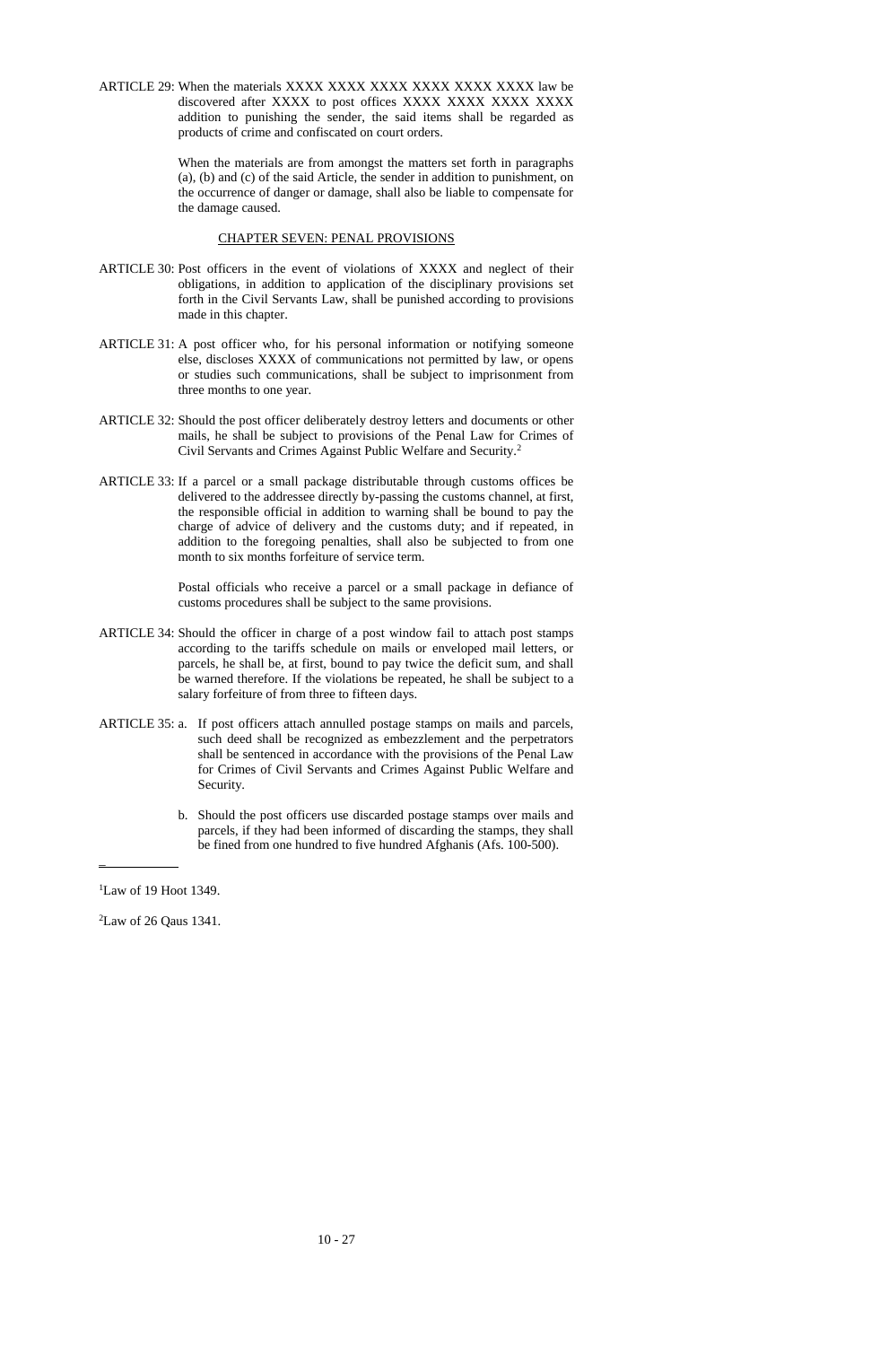ARTICLE 29: When the materials XXXX XXXX XXXX XXXX XXXX XXXX law be discovered after XXXX to post offices XXXX XXXX XXXX XXXX addition to punishing the sender, the said items shall be regarded as products of crime and confiscated on court orders.

When the materials are from amongst the matters set forth in paragraphs (a), (b) and (c) of the said Article, the sender in addition to punishment, on the occurrence of danger or damage, shall also be liable to compensate for the damage caused.

## CHAPTER SEVEN: PENAL PROVISIONS

ARTICLE 30: Post officers in the event of violations of XXXX and neglect of their obligations, in addition to application of the disciplinary provisions set forth in the Civil Servants Law, shall be punished according to provisions made in this chapter.

ARTICLE 31: A post officer who, for his personal information or notifying someone else, discloses XXXX of communications not permitted by law, or opens or studies such communications, shall be subject to imprisonment from three months to one year.

ARTICLE 32: Should the post officer deliberately destroy letters and documents or other mails, he shall be subject to provisions of the Penal Law for Crimes of Civil Servants and Crimes Against Public Welfare and Security.[2]

ARTICLE 33: If a parcel or a small package distributable through customs offices be delivered to the addressee directly by-passing the customs channel, at first, the responsible official in addition to warning shall be bound to pay the charge of advice of delivery and the customs duty; and if repeated, in addition to the foregoing penalties, shall also be subjected to from one month to six months forfeiture of service term.

Postal officials who receive a parcel or a small package in defiance of customs procedures shall be subject to the same provisions.

ARTICLE 34: Should the officer in charge of a post window fail to attach post stamps according to the tariffs schedule on mails or enveloped mail letters, or parcels, he shall be, at first, bound to pay twice the deficit sum, and shall be warned therefore. If the violations be repeated, he shall be subject to a salary forfeiture of from three to fifteen days.

ARTICLE 35: a. If post officers attach annulled postage stamps on mails and parcels, such deed shall be recognized as embezzlement and the perpetrators shall be sentenced in accordance with the provisions of the Penal Law for Crimes of Civil Servants and Crimes Against Public Welfare and Security.

b. Should the post officers use discarded postage stamps over mails and parcels, if they had been informed of discarding the stamps, they shall be fined from one hundred to five hundred Afghanis (Afs. 100-500).

---

[1]Law of 19 Hoot 1349.

[2]Law of 26 Qaus 1341.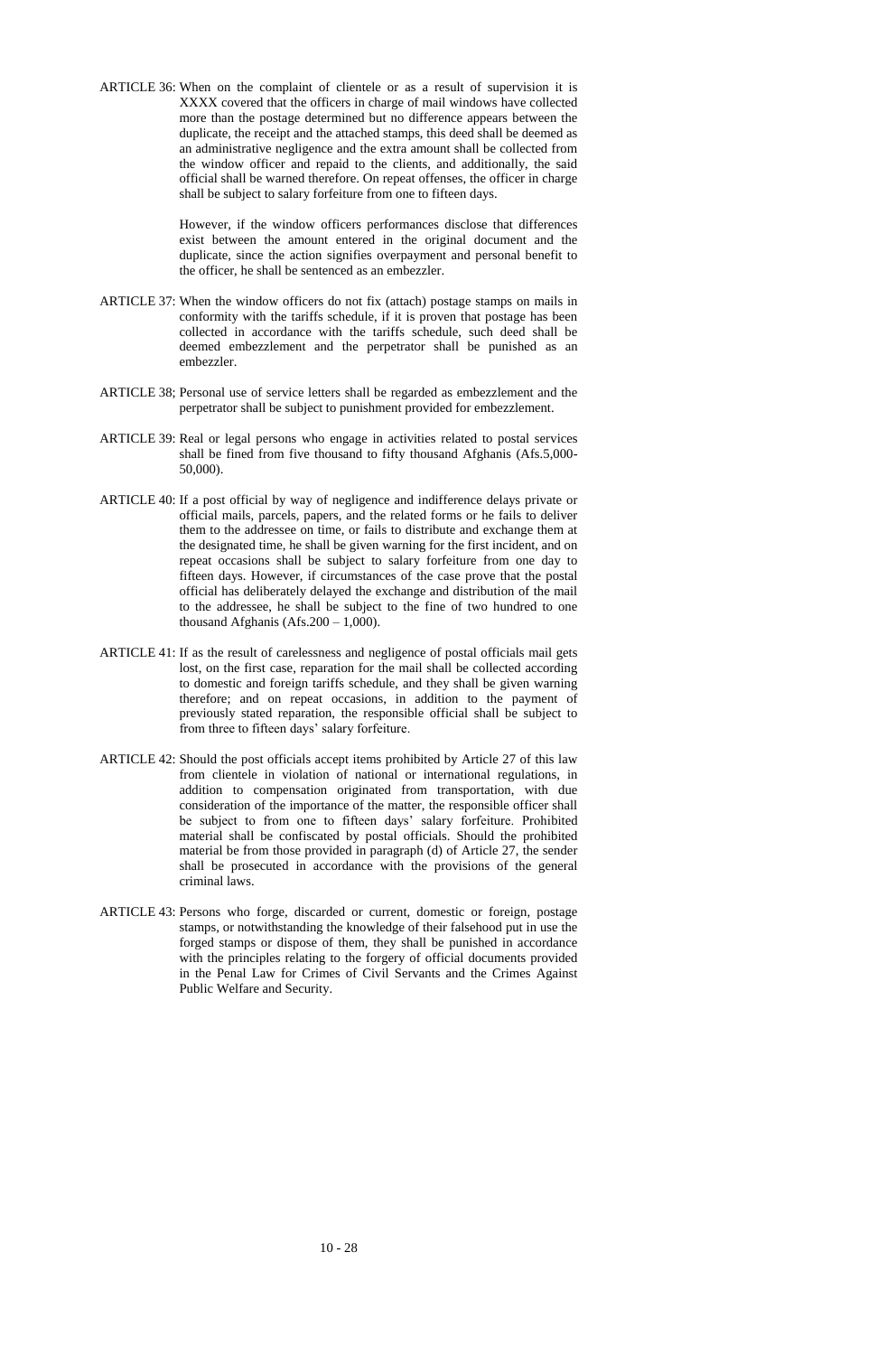ARTICLE 36: When on the complaint of clientele or as a result of supervision it is XXXX covered that the officers in charge of mail windows have collected more than the postage determined but no difference appears between the duplicate, the receipt and the attached stamps, this deed shall be deemed as an administrative negligence and the extra amount shall be collected from the window officer and repaid to the clients, and additionally, the said official shall be warned therefore. On repeat offenses, the officer in charge shall be subject to salary forfeiture from one to fifteen days.

However, if the window officers performances disclose that differences exist between the amount entered in the original document and the duplicate, since the action signifies overpayment and personal benefit to the officer, he shall be sentenced as an embezzler.

ARTICLE 37: When the window officers do not fix (attach) postage stamps on mails in conformity with the tariffs schedule, if it is proven that postage has been collected in accordance with the tariffs schedule, such deed shall be deemed embezzlement and the perpetrator shall be punished as an embezzler.

ARTICLE 38; Personal use of service letters shall be regarded as embezzlement and the perpetrator shall be subject to punishment provided for embezzlement.

ARTICLE 39: Real or legal persons who engage in activities related to postal services shall be fined from five thousand to fifty thousand Afghanis (Afs.5,000-50,000).

ARTICLE 40: If a post official by way of negligence and indifference delays private or official mails, parcels, papers, and the related forms or he fails to deliver them to the addressee on time, or fails to distribute and exchange them at the designated time, he shall be given warning for the first incident, and on repeat occasions shall be subject to salary forfeiture from one day to fifteen days. However, if circumstances of the case prove that the postal official has deliberately delayed the exchange and distribution of the mail to the addressee, he shall be subject to the fine of two hundred to one thousand Afghanis (Afs.200 – 1,000).

ARTICLE 41: If as the result of carelessness and negligence of postal officials mail gets lost, on the first case, reparation for the mail shall be collected according to domestic and foreign tariffs schedule, and they shall be given warning therefore; and on repeat occasions, in addition to the payment of previously stated reparation, the responsible official shall be subject to from three to fifteen days' salary forfeiture.

ARTICLE 42: Should the post officials accept items prohibited by Article 27 of this law from clientele in violation of national or international regulations, in addition to compensation originated from transportation, with due consideration of the importance of the matter, the responsible officer shall be subject to from one to fifteen days' salary forfeiture. Prohibited material shall be confiscated by postal officials. Should the prohibited material be from those provided in paragraph (d) of Article 27, the sender shall be prosecuted in accordance with the provisions of the general criminal laws.

ARTICLE 43: Persons who forge, discarded or current, domestic or foreign, postage stamps, or notwithstanding the knowledge of their falsehood put in use the forged stamps or dispose of them, they shall be punished in accordance with the principles relating to the forgery of official documents provided in the Penal Law for Crimes of Civil Servants and the Crimes Against Public Welfare and Security.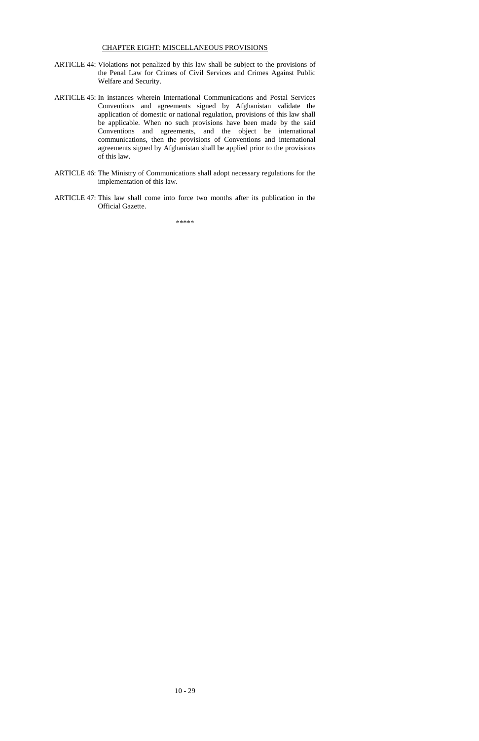## CHAPTER EIGHT: MISCELLANEOUS PROVISIONS

ARTICLE 44: Violations not penalized by this law shall be subject to the provisions of the Penal Law for Crimes of Civil Services and Crimes Against Public Welfare and Security.

ARTICLE 45: In instances wherein International Communications and Postal Services Conventions and agreements signed by Afghanistan validate the application of domestic or national regulation, provisions of this law shall be applicable. When no such provisions have been made by the said Conventions and agreements, and the object be international communications, then the provisions of Conventions and international agreements signed by Afghanistan shall be applied prior to the provisions of this law.

ARTICLE 46: The Ministry of Communications shall adopt necessary regulations for the implementation of this law.

ARTICLE 47: This law shall come into force two months after its publication in the Official Gazette.

*****